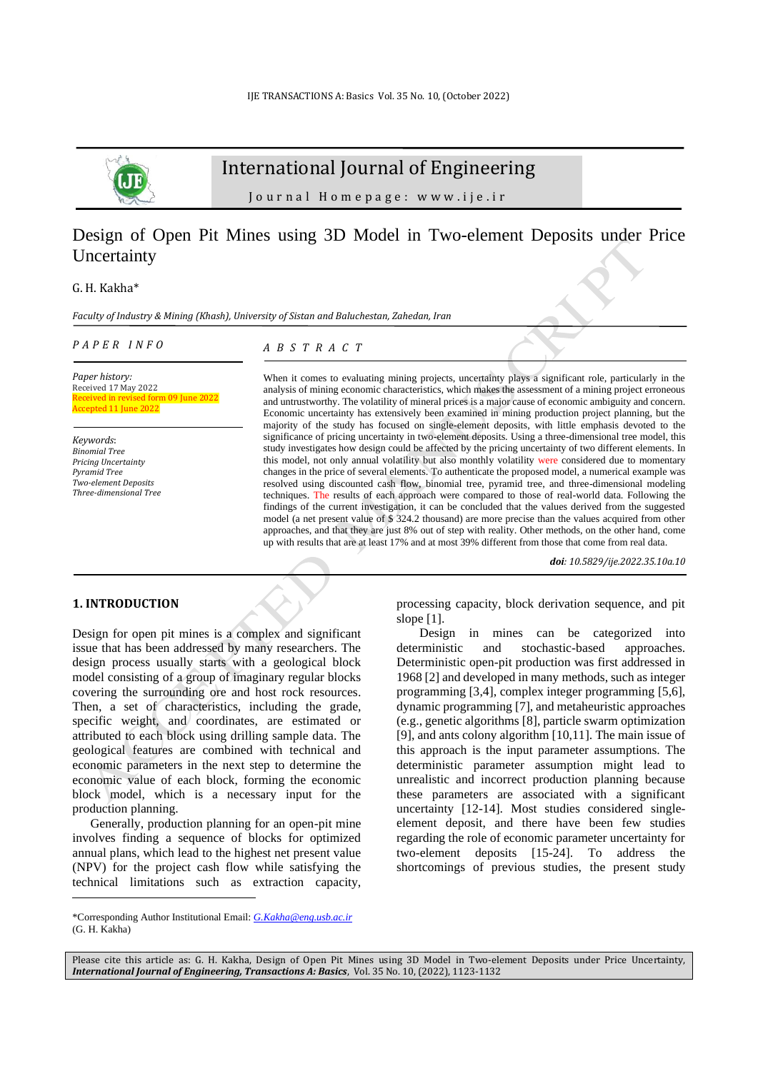# Design of Open Pit Mines using 3D Model in Two-element Deposits under Price Uncertainty

G. H. Kakha*

*Faculty of Industry & Mining (Khash), University of Sistan and Baluchestan, Zahedan, Iran*

## PAPER INFO

*Paper history:*
Received 17 May 2022
Received in revised form 09 June 2022
Accepted 11 June 2022

*Keywords*:
*Binomial Tree*
*Pricing Uncertainty*
*Pyramid Tree*
*Two-element Deposits*
*Three-dimensional Tree*

## ABSTRACT

When it comes to evaluating mining projects, uncertainty plays a significant role, particularly in the analysis of mining economic characteristics, which makes the assessment of a mining project erroneous and untrustworthy. The volatility of mineral prices is a major cause of economic ambiguity and concern. Economic uncertainty has extensively been examined in mining production project planning, but the majority of the study has focused on single-element deposits, with little emphasis devoted to the significance of pricing uncertainty in two-element deposits. Using a three-dimensional tree model, this study investigates how design could be affected by the pricing uncertainty of two different elements. In this model, not only annual volatility but also monthly volatility were considered due to momentary changes in the price of several elements. To authenticate the proposed model, a numerical example was resolved using discounted cash flow, binomial tree, pyramid tree, and three-dimensional modeling techniques. The results of each approach were compared to those of real-world data. Following the findings of the current investigation, it can be concluded that the values derived from the suggested model (a net present value of $ 324.2 thousand) are more precise than the values acquired from other approaches, and that they are just 8% out of step with reality. Other methods, on the other hand, come up with results that are at least 17% and at most 39% different from those that come from real data.

***doi**: 10.5829/ije.2022.35.10a.10*

## 1. INTRODUCTION

Design for open pit mines is a complex and significant issue that has been addressed by many researchers. The design process usually starts with a geological block model consisting of a group of imaginary regular blocks covering the surrounding ore and host rock resources. Then, a set of characteristics, including the grade, specific weight, and coordinates, are estimated or attributed to each block using drilling sample data. The geological features are combined with technical and economic parameters in the next step to determine the economic value of each block, forming the economic block model, which is a necessary input for the production planning.

Generally, production planning for an open-pit mine involves finding a sequence of blocks for optimized annual plans, which lead to the highest net present value (NPV) for the project cash flow while satisfying the technical limitations such as extraction capacity, processing capacity, block derivation sequence, and pit slope [1].

Design in mines can be categorized into deterministic and stochastic-based approaches. Deterministic open-pit production was first addressed in 1968 [2] and developed in many methods, such as integer programming [3,4], complex integer programming [5,6], dynamic programming [7], and metaheuristic approaches (e.g., genetic algorithms [8], particle swarm optimization [9], and ants colony algorithm [10,11]. The main issue of this approach is the input parameter assumptions. The deterministic parameter assumption might lead to unrealistic and incorrect production planning because these parameters are associated with a significant uncertainty [12-14]. Most studies considered single-element deposit, and there have been few studies regarding the role of economic parameter uncertainty for two-element deposits [15-24]. To address the shortcomings of previous studies, the present study

*Corresponding Author Institutional Email: G.Kakha@eng.usb.ac.ir (G. H. Kakha)

Please cite this article as: G. H. Kakha, Design of Open Pit Mines using 3D Model in Two-element Deposits under Price Uncertainty, ***International Journal of Engineering, Transactions A: Basics***, Vol. 35 No. 10, (2022), 1123-1132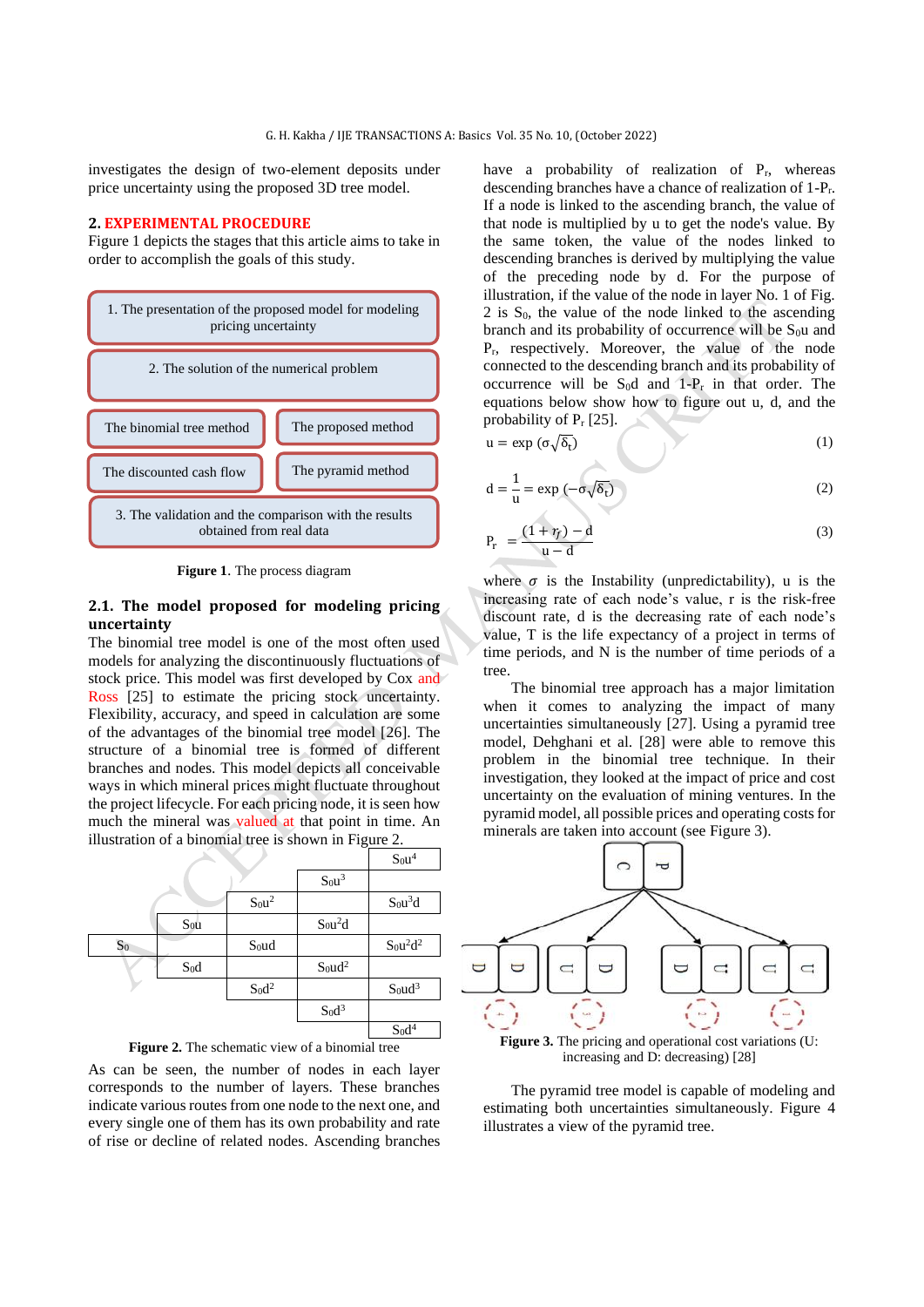investigates the design of two-element deposits under price uncertainty using the proposed 3D tree model.

## 2. EXPERIMENTAL PROCEDURE

Figure 1 depicts the stages that this article aims to take in order to accomplish the goals of this study.

1. The presentation of the proposed model for modeling pricing uncertainty
2. The solution of the numerical problem
   - The binomial tree method
   - The proposed method
   - The discounted cash flow
   - The pyramid method
3. The validation and the comparison with the results obtained from real data

**Figure 1**. The process diagram

### 2.1. The model proposed for modeling pricing uncertainty

The binomial tree model is one of the most often used models for analyzing the discontinuously fluctuations of stock price. This model was first developed by Cox and Ross [25] to estimate the pricing stock uncertainty. Flexibility, accuracy, and speed in calculation are some of the advantages of the binomial tree model [26]. The structure of a binomial tree is formed of different branches and nodes. This model depicts all conceivable ways in which mineral prices might fluctuate throughout the project lifecycle. For each pricing node, it is seen how much the mineral was valued at that point in time. An illustration of a binomial tree is shown in Figure 2.

| | | | | $S_0u^4$ |
|---|---|---|---|---|
| | | | $S_0u^3$ | |
| | | $S_0u^2$ | | $S_0u^3d$ |
| | $S_0u$ | | $S_0u^2d$ | |
| $S_0$ | | $S_0ud$ | | $S_0u^2d^2$ |
| | $S_0d$ | | $S_0ud^2$ | |
| | | $S_0d^2$ | | $S_0ud^3$ |
| | | | $S_0d^3$ | |
| | | | | $S_0d^4$ |

**Figure 2.** The schematic view of a binomial tree

As can be seen, the number of nodes in each layer corresponds to the number of layers. These branches indicate various routes from one node to the next one, and every single one of them has its own probability and rate of rise or decline of related nodes. Ascending branches have a probability of realization of $P_r$, whereas descending branches have a chance of realization of $1\text{-}P_r$. If a node is linked to the ascending branch, the value of that node is multiplied by u to get the node's value. By the same token, the value of the nodes linked to descending branches is derived by multiplying the value of the preceding node by d. For the purpose of illustration, if the value of the node in layer No. 1 of Fig. 2 is $S_0$, the value of the node linked to the ascending branch and its probability of occurrence will be $S_0u$ and $P_r$, respectively. Moreover, the value of the node connected to the descending branch and its probability of occurrence will be $S_0d$ and $1\text{-}P_r$ in that order. The equations below show how to figure out u, d, and the probability of $P_r$ [25].

$$u = \exp(\sigma\sqrt{\delta_t}) \tag{1}$$

$$d = \frac{1}{u} = \exp(-\sigma\sqrt{\delta_t}) \tag{2}$$

$$P_r = \frac{(1 + r_f) - d}{u - d} \tag{3}$$

where $\sigma$ is the Instability (unpredictability), u is the increasing rate of each node's value, r is the risk-free discount rate, d is the decreasing rate of each node's value, T is the life expectancy of a project in terms of time periods, and N is the number of time periods of a tree.

The binomial tree approach has a major limitation when it comes to analyzing the impact of many uncertainties simultaneously [27]. Using a pyramid tree model, Dehghani et al. [28] were able to remove this problem in the binomial tree technique. In their investigation, they looked at the impact of price and cost uncertainty on the evaluation of mining ventures. In the pyramid model, all possible prices and operating costs for minerals are taken into account (see Figure 3).

**Figure 3.** The pricing and operational cost variations (U: increasing and D: decreasing) [28]

The pyramid tree model is capable of modeling and estimating both uncertainties simultaneously. Figure 4 illustrates a view of the pyramid tree.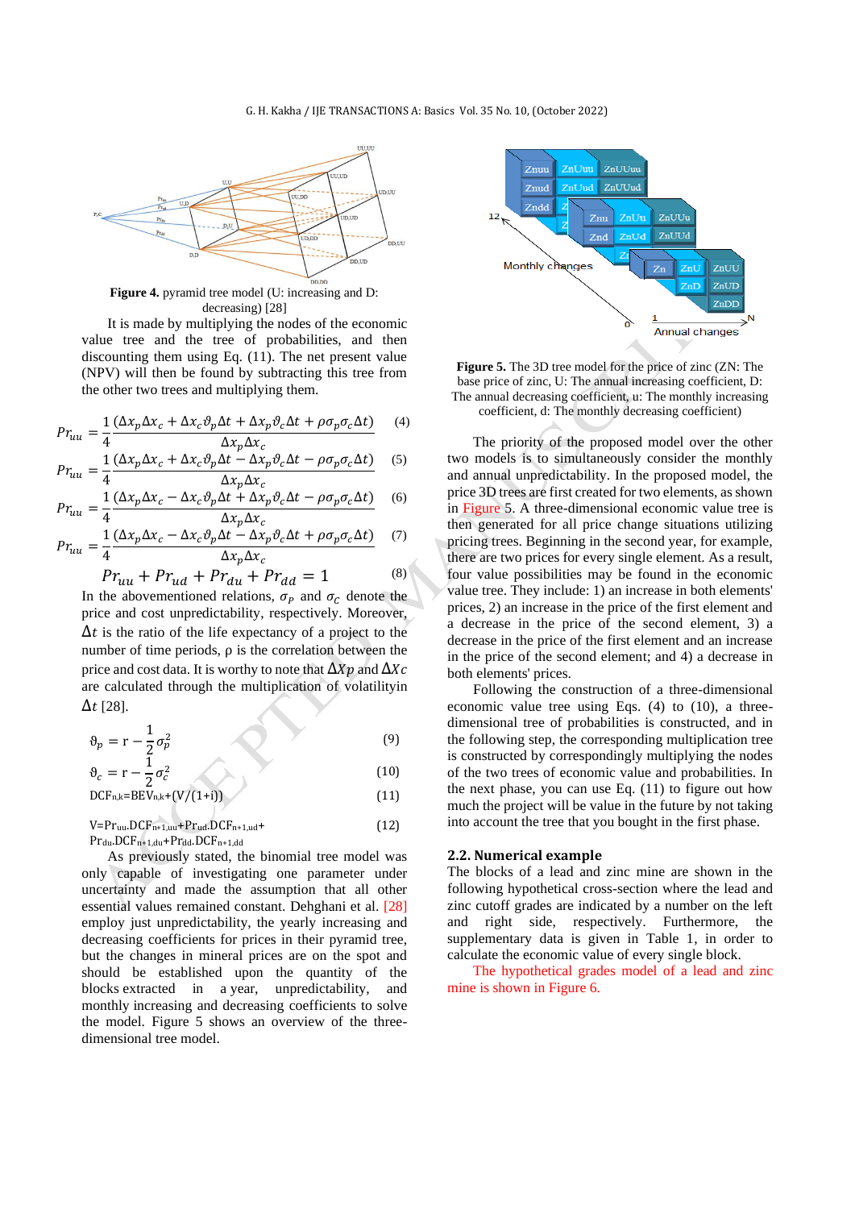Figure 4. pyramid tree model (U: increasing and D: decreasing) [28]

It is made by multiplying the nodes of the economic value tree and the tree of probabilities, and then discounting them using Eq. (11). The net present value (NPV) will then be found by subtracting this tree from the other two trees and multiplying them.

$$Pr_{uu} = \frac{1}{4}\frac{(\Delta x_p \Delta x_c + \Delta x_c \vartheta_p \Delta t + \Delta x_p \vartheta_c \Delta t + \rho \sigma_p \sigma_c \Delta t)}{\Delta x_p \Delta x_c} \quad (4)$$

$$Pr_{uu} = \frac{1}{4}\frac{(\Delta x_p \Delta x_c + \Delta x_c \vartheta_p \Delta t - \Delta x_p \vartheta_c \Delta t - \rho \sigma_p \sigma_c \Delta t)}{\Delta x_p \Delta x_c} \quad (5)$$

$$Pr_{uu} = \frac{1}{4}\frac{(\Delta x_p \Delta x_c - \Delta x_c \vartheta_p \Delta t + \Delta x_p \vartheta_c \Delta t - \rho \sigma_p \sigma_c \Delta t)}{\Delta x_p \Delta x_c} \quad (6)$$

$$Pr_{uu} = \frac{1}{4}\frac{(\Delta x_p \Delta x_c - \Delta x_c \vartheta_p \Delta t - \Delta x_p \vartheta_c \Delta t + \rho \sigma_p \sigma_c \Delta t)}{\Delta x_p \Delta x_c} \quad (7)$$

$$Pr_{uu} + Pr_{ud} + Pr_{du} + Pr_{dd} = 1 \quad (8)$$

In the abovementioned relations, $\sigma_P$ and $\sigma_C$ denote the price and cost unpredictability, respectively. Moreover, $\Delta t$ is the ratio of the life expectancy of a project to the number of time periods, ρ is the correlation between the price and cost data. It is worthy to note that $\Delta Xp$ and $\Delta Xc$ are calculated through the multiplication of volatilityin $\Delta t$ [28].

$$\vartheta_p = \mathrm{r} - \frac{1}{2}\sigma_p^2 \quad (9)$$

$$\vartheta_c = \mathrm{r} - \frac{1}{2}\sigma_c^2 \quad (10)$$

$$DCF_{n,k} = BEV_{n,k} + (V/(1+i)) \quad (11)$$

$$V = Pr_{uu}.DCF_{n+1,uu} + Pr_{ud}.DCF_{n+1,ud} + Pr_{du}.DCF_{n+1,du} + Pr_{dd}.DCF_{n+1,dd} \quad (12)$$

As previously stated, the binomial tree model was only capable of investigating one parameter under uncertainty and made the assumption that all other essential values remained constant. Dehghani et al. [28] employ just unpredictability, the yearly increasing and decreasing coefficients for prices in their pyramid tree, but the changes in mineral prices are on the spot and should be established upon the quantity of the blocks extracted in a year, unpredictability, and monthly increasing and decreasing coefficients to solve the model. Figure 5 shows an overview of the three-dimensional tree model.

Figure 5. The 3D tree model for the price of zinc (ZN: The base price of zinc, U: The annual increasing coefficient, D: The annual decreasing coefficient, u: The monthly increasing coefficient, d: The monthly decreasing coefficient)

The priority of the proposed model over the other two models is to simultaneously consider the monthly and annual unpredictability. In the proposed model, the price 3D trees are first created for two elements, as shown in Figure 5. A three-dimensional economic value tree is then generated for all price change situations utilizing pricing trees. Beginning in the second year, for example, there are two prices for every single element. As a result, four value possibilities may be found in the economic value tree. They include: 1) an increase in both elements' prices, 2) an increase in the price of the first element and a decrease in the price of the second element, 3) a decrease in the price of the first element and an increase in the price of the second element; and 4) a decrease in both elements' prices.

Following the construction of a three-dimensional economic value tree using Eqs. (4) to (10), a three-dimensional tree of probabilities is constructed, and in the following step, the corresponding multiplication tree is constructed by correspondingly multiplying the nodes of the two trees of economic value and probabilities. In the next phase, you can use Eq. (11) to figure out how much the project will be value in the future by not taking into account the tree that you bought in the first phase.

## 2.2. Numerical example

The blocks of a lead and zinc mine are shown in the following hypothetical cross-section where the lead and zinc cutoff grades are indicated by a number on the left and right side, respectively. Furthermore, the supplementary data is given in Table 1, in order to calculate the economic value of every single block.

The hypothetical grades model of a lead and zinc mine is shown in Figure 6.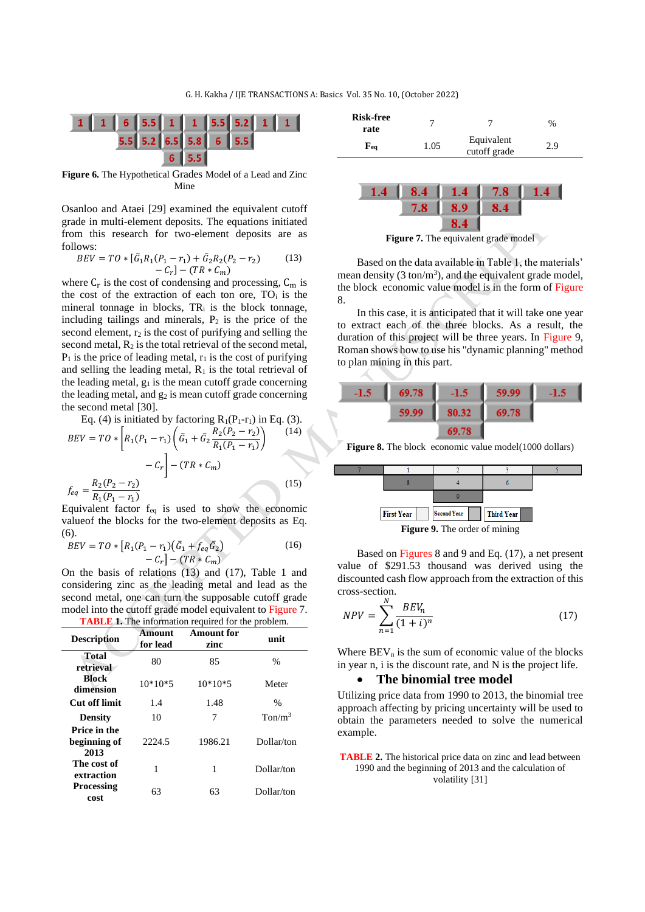| 1 | 1 | 6 | 5.5 | 1 | 1 | 5.5 | 5.2 | 1 | 1 |
|---|---|---|---|---|---|---|---|---|---|
| | | 5.5 | 5.2 | 6.5 | 5.8 | 6 | 5.5 | | |
| | | | | 6 | 5.5 | | | | |

**Figure 6.** The Hypothetical Grades Model of a Lead and Zinc Mine

Osanloo and Ataei [29] examined the equivalent cutoff grade in multi-element deposits. The equations initiated from this research for two-element deposits are as follows:

$$BEV = TO * [\bar{G}_1 R_1(P_1 - r_1) + \bar{G}_2 R_2(P_2 - r_2) - C_r] - (TR * C_m) \tag{13}$$

where $C_r$ is the cost of condensing and processing, $C_m$ is the cost of the extraction of each ton ore, $TO_i$ is the mineral tonnage in blocks, $TR_i$ is the block tonnage, including tailings and minerals, $P_2$ is the price of the second element, $r_2$ is the cost of purifying and selling the second metal, $R_2$ is the total retrieval of the second metal, $P_1$ is the price of leading metal, $r_1$ is the cost of purifying and selling the leading metal, $R_1$ is the total retrieval of the leading metal, $g_1$ is the mean cutoff grade concerning the leading metal, and $g_2$ is mean cutoff grade concerning the second metal [30].

Eq. (4) is initiated by factoring $R_1(P_1$-$r_1)$ in Eq. (3).

$$BEV = TO * \left[R_1(P_1 - r_1)\left(\bar{G}_1 + \bar{G}_2 \frac{R_2(P_2 - r_2)}{R_1(P_1 - r_1)}\right) - C_r\right] - (TR * C_m) \tag{14}$$

$$f_{eq} = \frac{R_2(P_2 - r_2)}{R_1(P_1 - r_1)} \tag{15}$$

Equivalent factor $f_{eq}$ is used to show the economic valueof the blocks for the two-element deposits as Eq. (6).

$$BEV = TO * [R_1(P_1 - r_1)(\bar{G}_1 + f_{eq}\bar{G}_2) - C_r] - (TR * C_m) \tag{16}$$

On the basis of relations (13) and (17), Table 1 and considering zinc as the leading metal and lead as the second metal, one can turn the supposable cutoff grade model into the cutoff grade model equivalent to Figure 7.

**TABLE 1.** The information required for the problem.

| Description | Amount for lead | Amount for zinc | unit |
|---|---|---|---|
| Total retrieval | 80 | 85 | % |
| Block dimension | 10*10*5 | 10*10*5 | Meter |
| Cut off limit | 1.4 | 1.48 | % |
| Density | 10 | 7 | Ton/m$^3$ |
| Price in the beginning of 2013 | 2224.5 | 1986.21 | Dollar/ton |
| The cost of extraction | 1 | 1 | Dollar/ton |
| Processing cost | 63 | 63 | Dollar/ton |
| Risk-free rate | 7 | 7 | % |
| $F_{eq}$ | 1.05 | Equivalent cutoff grade | 2.9 |

| 1.4 | 8.4 | 1.4 | 7.8 | 1.4 |
|---|---|---|---|---|
| | 7.8 | 8.9 | 8.4 | |
| | | 8.4 | | |

**Figure 7.** The equivalent grade model

Based on the data available in Table 1, the materials' mean density (3 ton/m$^3$), and the equivalent grade model, the block economic value model is in the form of Figure 8.

In this case, it is anticipated that it will take one year to extract each of the three blocks. As a result, the duration of this project will be three years. In Figure 9, Roman shows how to use his "dynamic planning" method to plan mining in this part.

| -1.5 | 69.78 | -1.5 | 59.99 | -1.5 |
|---|---|---|---|---|
| | 59.99 | 80.32 | 69.78 | |
| | | 69.78 | | |

**Figure 8.** The block economic value model(1000 dollars)

| 7 | 1 | 2 | 3 | 5 |
|---|---|---|---|---|
| | 8 | 4 | 6 | |
| | | 9 | | |

First Year | Second Year | Third Year

**Figure 9.** The order of mining

Based on Figures 8 and 9 and Eq. (17), a net present value of $291.53 thousand was derived using the discounted cash flow approach from the extraction of this cross-section.

$$NPV = \sum_{n=1}^{N} \frac{BEV_n}{(1+i)^n} \tag{17}$$

Where $BEV_n$ is the sum of economic value of the blocks in year n, i is the discount rate, and N is the project life.

- **The binomial tree model**

Utilizing price data from 1990 to 2013, the binomial tree approach affecting by pricing uncertainty will be used to obtain the parameters needed to solve the numerical example.

**TABLE 2.** The historical price data on zinc and lead between 1990 and the beginning of 2013 and the calculation of volatility [31]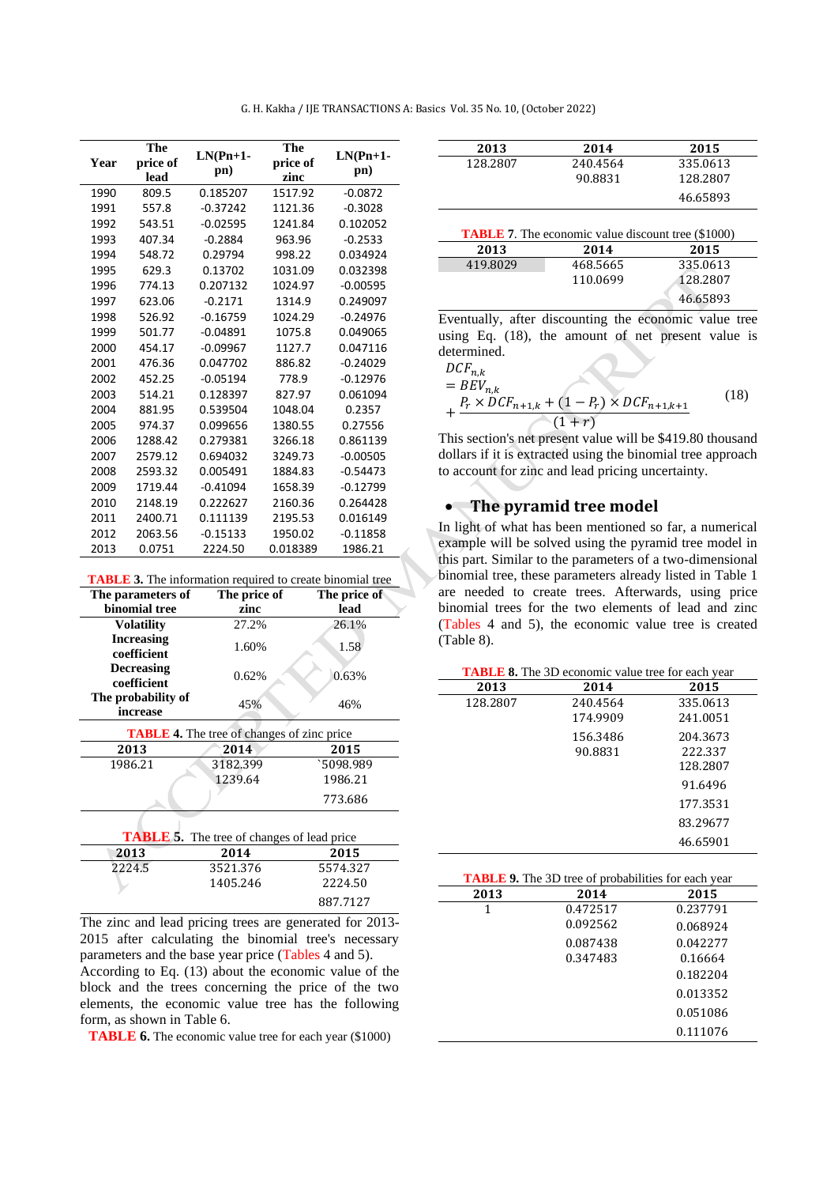| Year | The price of lead | LN(Pn+1-pn) | The price of zinc | LN(Pn+1-pn) |
|---|---|---|---|---|
| 1990 | 809.5 | 0.185207 | 1517.92 | -0.0872 |
| 1991 | 557.8 | -0.37242 | 1121.36 | -0.3028 |
| 1992 | 543.51 | -0.02595 | 1241.84 | 0.102052 |
| 1993 | 407.34 | -0.2884 | 963.96 | -0.2533 |
| 1994 | 548.72 | 0.29794 | 998.22 | 0.034924 |
| 1995 | 629.3 | 0.13702 | 1031.09 | 0.032398 |
| 1996 | 774.13 | 0.207132 | 1024.97 | -0.00595 |
| 1997 | 623.06 | -0.2171 | 1314.9 | 0.249097 |
| 1998 | 526.92 | -0.16759 | 1024.29 | -0.24976 |
| 1999 | 501.77 | -0.04891 | 1075.8 | 0.049065 |
| 2000 | 454.17 | -0.09967 | 1127.7 | 0.047116 |
| 2001 | 476.36 | 0.047702 | 886.82 | -0.24029 |
| 2002 | 452.25 | -0.05194 | 778.9 | -0.12976 |
| 2003 | 514.21 | 0.128397 | 827.97 | 0.061094 |
| 2004 | 881.95 | 0.539504 | 1048.04 | 0.2357 |
| 2005 | 974.37 | 0.099656 | 1380.55 | 0.27556 |
| 2006 | 1288.42 | 0.279381 | 3266.18 | 0.861139 |
| 2007 | 2579.12 | 0.694032 | 3249.73 | -0.00505 |
| 2008 | 2593.32 | 0.005491 | 1884.83 | -0.54473 |
| 2009 | 1719.44 | -0.41094 | 1658.39 | -0.12799 |
| 2010 | 2148.19 | 0.222627 | 2160.36 | 0.264428 |
| 2011 | 2400.71 | 0.111139 | 2195.53 | 0.016149 |
| 2012 | 2063.56 | -0.15133 | 1950.02 | -0.11858 |
| 2013 | 0.0751 | 2224.50 | 0.018389 | 1986.21 |

**TABLE 3.** The information required to create binomial tree

| The parameters of binomial tree | The price of zinc | The price of lead |
|---|---|---|
| Volatility | 27.2% | 26.1% |
| Increasing coefficient | 1.60% | 1.58 |
| Decreasing coefficient | 0.62% | 0.63% |
| The probability of increase | 45% | 46% |

**TABLE 4.** The tree of changes of zinc price

| 2013 | 2014 | 2015 |
|---|---|---|
| 1986.21 | 3182.399 | `5098.989 |
| | 1239.64 | 1986.21 |
| | | 773.686 |

**TABLE 5.** The tree of changes of lead price

| 2013 | 2014 | 2015 |
|---|---|---|
| 2224.5 | 3521.376 | 5574.327 |
| | 1405.246 | 2224.50 |
| | | 887.7127 |

The zinc and lead pricing trees are generated for 2013-2015 after calculating the binomial tree's necessary parameters and the base year price (Tables 4 and 5). According to Eq. (13) about the economic value of the block and the trees concerning the price of the two elements, the economic value tree has the following form, as shown in Table 6.

**TABLE 6.** The economic value tree for each year ($1000)

| 2013 | 2014 | 2015 |
|---|---|---|
| 128.2807 | 240.4564 | 335.0613 |
| | 90.8831 | 128.2807 |
| | | 46.65893 |

**TABLE 7.** The economic value discount tree ($1000)

| 2013 | 2014 | 2015 |
|---|---|---|
| 419.8029 | 468.5665 | 335.0613 |
| | 110.0699 | 128.2807 |
| | | 46.65893 |

Eventually, after discounting the economic value tree using Eq. (18), the amount of net present value is determined.

$$DCF_{n,k} = BEV_{n,k} + \frac{P_r \times DCF_{n+1,k} + (1-P_r) \times DCF_{n+1,k+1}}{(1+r)} \tag{18}$$

This section's net present value will be $419.80 thousand dollars if it is extracted using the binomial tree approach to account for zinc and lead pricing uncertainty.

- **The pyramid tree model**

In light of what has been mentioned so far, a numerical example will be solved using the pyramid tree model in this part. Similar to the parameters of a two-dimensional binomial tree, these parameters already listed in Table 1 are needed to create trees. Afterwards, using price binomial trees for the two elements of lead and zinc (Tables 4 and 5), the economic value tree is created (Table 8).

**TABLE 8.** The 3D economic value tree for each year

| 2013 | 2014 | 2015 |
|---|---|---|
| 128.2807 | 240.4564 | 335.0613 |
| | 174.9909 | 241.0051 |
| | 156.3486 | 204.3673 |
| | 90.8831 | 222.337 |
| | | 128.2807 |
| | | 91.6496 |
| | | 177.3531 |
| | | 83.29677 |
| | | 46.65901 |

**TABLE 9.** The 3D tree of probabilities for each year

| 2013 | 2014 | 2015 |
|---|---|---|
| 1 | 0.472517 | 0.237791 |
| | 0.092562 | 0.068924 |
| | 0.087438 | 0.042277 |
| | 0.347483 | 0.16664 |
| | | 0.182204 |
| | | 0.013352 |
| | | 0.051086 |
| | | 0.111076 |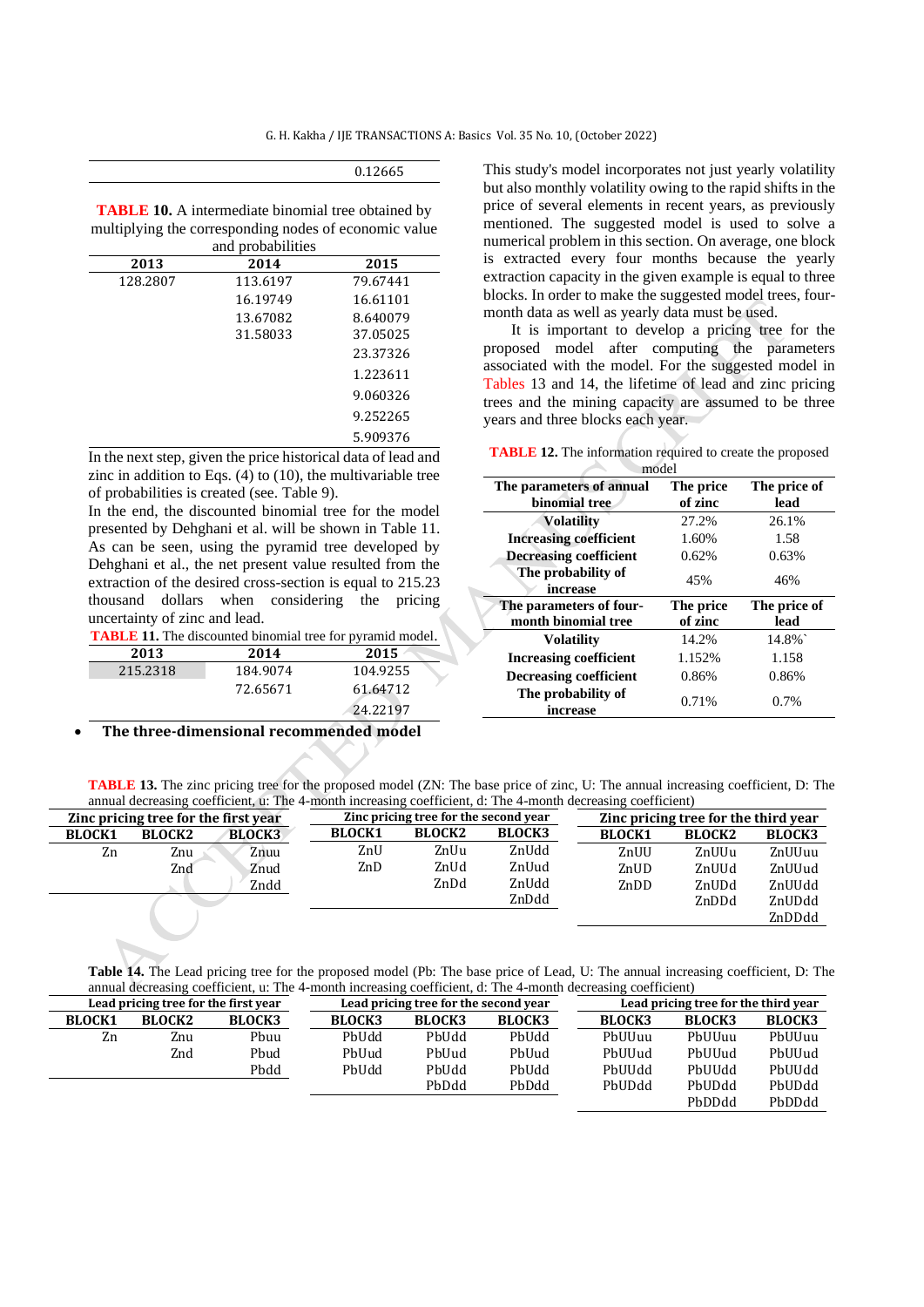| | | 0.12665 |
|---|---|---|

**TABLE 10.** A intermediate binomial tree obtained by multiplying the corresponding nodes of economic value and probabilities

| 2013 | 2014 | 2015 |
|---|---|---|
| 128.2807 | 113.6197 | 79.67441 |
| | 16.19749 | 16.61101 |
| | 13.67082 | 8.640079 |
| | 31.58033 | 37.05025 |
| | | 23.37326 |
| | | 1.223611 |
| | | 9.060326 |
| | | 9.252265 |
| | | 5.909376 |

In the next step, given the price historical data of lead and zinc in addition to Eqs. (4) to (10), the multivariable tree of probabilities is created (see. Table 9).

In the end, the discounted binomial tree for the model presented by Dehghani et al. will be shown in Table 11. As can be seen, using the pyramid tree developed by Dehghani et al., the net present value resulted from the extraction of the desired cross-section is equal to 215.23 thousand dollars when considering the pricing uncertainty of zinc and lead.

**TABLE 11.** The discounted binomial tree for pyramid model.

| 2013 | 2014 | 2015 |
|---|---|---|
| 215.2318 | 184.9074 | 104.9255 |
| | 72.65671 | 61.64712 |
| | | 24.22197 |

- **The three-dimensional recommended model**

This study's model incorporates not just yearly volatility but also monthly volatility owing to the rapid shifts in the price of several elements in recent years, as previously mentioned. The suggested model is used to solve a numerical problem in this section. On average, one block is extracted every four months because the yearly extraction capacity in the given example is equal to three blocks. In order to make the suggested model trees, four-month data as well as yearly data must be used.

It is important to develop a pricing tree for the proposed model after computing the parameters associated with the model. For the suggested model in Tables 13 and 14, the lifetime of lead and zinc pricing trees and the mining capacity are assumed to be three years and three blocks each year.

**TABLE 12.** The information required to create the proposed model

| The parameters of annual binomial tree | The price of zinc | The price of lead |
|---|---|---|
| Volatility | 27.2% | 26.1% |
| Increasing coefficient | 1.60% | 1.58 |
| Decreasing coefficient | 0.62% | 0.63% |
| The probability of increase | 45% | 46% |
| **The parameters of four-month binomial tree** | **The price of zinc** | **The price of lead** |
| Volatility | 14.2% | 14.8%` |
| Increasing coefficient | 1.152% | 1.158 |
| Decreasing coefficient | 0.86% | 0.86% |
| The probability of increase | 0.71% | 0.7% |

**TABLE 13.** The zinc pricing tree for the proposed model (ZN: The base price of zinc, U: The annual increasing coefficient, D: The annual decreasing coefficient, u: The 4-month increasing coefficient, d: The 4-month decreasing coefficient)

| Zinc pricing tree for the first year | | | Zinc pricing tree for the second year | | | Zinc pricing tree for the third year | | |
|---|---|---|---|---|---|---|---|---|
| BLOCK1 | BLOCK2 | BLOCK3 | BLOCK1 | BLOCK2 | BLOCK3 | BLOCK1 | BLOCK2 | BLOCK3 |
| Zn | Znu | Znuu | ZnU | ZnUu | ZnUdd | ZnUU | ZnUUu | ZnUUuu |
| | Znd | Znud | ZnD | ZnUd | ZnUud | ZnUD | ZnUUd | ZnUUud |
| | | Zndd | | ZnDd | ZnUdd | ZnDD | ZnUDd | ZnUUdd |
| | | | | | ZnDdd | | ZnDDd | ZnUDdd |
| | | | | | | | | ZnDDdd |

**Table 14.** The Lead pricing tree for the proposed model (Pb: The base price of Lead, U: The annual increasing coefficient, D: The annual decreasing coefficient, u: The 4-month increasing coefficient, d: The 4-month decreasing coefficient)

| Lead pricing tree for the first year | | | Lead pricing tree for the second year | | | Lead pricing tree for the third year | | |
|---|---|---|---|---|---|---|---|---|
| BLOCK1 | BLOCK2 | BLOCK3 | BLOCK3 | BLOCK3 | BLOCK3 | BLOCK3 | BLOCK3 | BLOCK3 |
| Zn | Znu | Pbuu | PbUdd | PbUdd | PbUdd | PbUUuu | PbUUuu | PbUUuu |
| | Znd | Pbud | PbUud | PbUud | PbUud | PbUUud | PbUUud | PbUUud |
| | | Pbdd | PbUdd | PbUdd | PbUdd | PbUUdd | PbUUdd | PbUUdd |
| | | | | PbDdd | PbDdd | PbUDdd | PbUDdd | PbUDdd |
| | | | | | | | PbDDdd | PbDDdd |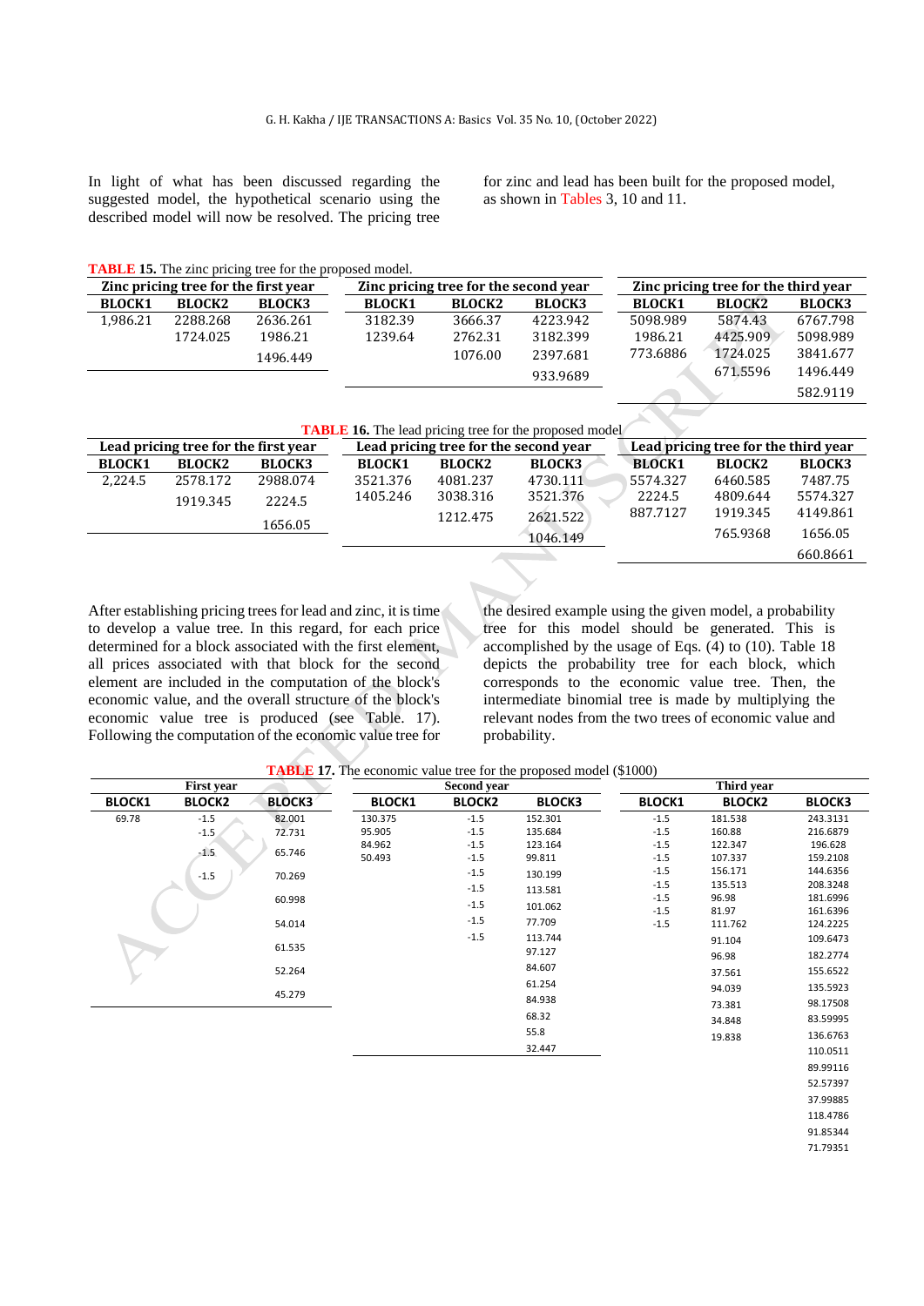In light of what has been discussed regarding the suggested model, the hypothetical scenario using the described model will now be resolved. The pricing tree for zinc and lead has been built for the proposed model, as shown in Tables 3, 10 and 11.

**TABLE 15.** The zinc pricing tree for the proposed model.

| Zinc pricing tree for the first year | | | Zinc pricing tree for the second year | | | Zinc pricing tree for the third year | | |
|---|---|---|---|---|---|---|---|---|
| BLOCK1 | BLOCK2 | BLOCK3 | BLOCK1 | BLOCK2 | BLOCK3 | BLOCK1 | BLOCK2 | BLOCK3 |
| 1,986.21 | 2288.268 | 2636.261 | 3182.39 | 3666.37 | 4223.942 | 5098.989 | 5874.43 | 6767.798 |
| | 1724.025 | 1986.21 | 1239.64 | 2762.31 | 3182.399 | 1986.21 | 4425.909 | 5098.989 |
| | | 1496.449 | | 1076.00 | 2397.681 | 773.6886 | 1724.025 | 3841.677 |
| | | | | | 933.9689 | | 671.5596 | 1496.449 |
| | | | | | | | | 582.9119 |

**TABLE 16.** The lead pricing tree for the proposed model

| Lead pricing tree for the first year | | | Lead pricing tree for the second year | | | Lead pricing tree for the third year | | |
|---|---|---|---|---|---|---|---|---|
| BLOCK1 | BLOCK2 | BLOCK3 | BLOCK1 | BLOCK2 | BLOCK3 | BLOCK1 | BLOCK2 | BLOCK3 |
| 2,224.5 | 2578.172 | 2988.074 | 3521.376 | 4081.237 | 4730.111 | 5574.327 | 6460.585 | 7487.75 |
| | 1919.345 | 2224.5 | 1405.246 | 3038.316 | 3521.376 | 2224.5 | 4809.644 | 5574.327 |
| | | 1656.05 | | 1212.475 | 2621.522 | 887.7127 | 1919.345 | 4149.861 |
| | | | | | 1046.149 | | 765.9368 | 1656.05 |
| | | | | | | | | 660.8661 |

After establishing pricing trees for lead and zinc, it is time to develop a value tree. In this regard, for each price determined for a block associated with the first element, all prices associated with that block for the second element are included in the computation of the block's economic value, and the overall structure of the block's economic value tree is produced (see Table. 17). Following the computation of the economic value tree for the desired example using the given model, a probability tree for this model should be generated. This is accomplished by the usage of Eqs. (4) to (10). Table 18 depicts the probability tree for each block, which corresponds to the economic value tree. Then, the intermediate binomial tree is made by multiplying the relevant nodes from the two trees of economic value and probability.

**TABLE 17.** The economic value tree for the proposed model ($1000)

| First year | | | Second year | | | Third year | | |
|---|---|---|---|---|---|---|---|---|
| BLOCK1 | BLOCK2 | BLOCK3 | BLOCK1 | BLOCK2 | BLOCK3 | BLOCK1 | BLOCK2 | BLOCK3 |
| 69.78 | -1.5 | 82.001 | 130.375 | -1.5 | 152.301 | -1.5 | 181.538 | 243.3131 |
| | -1.5 | 72.731 | 95.905 | -1.5 | 135.684 | -1.5 | 160.88 | 216.6879 |
| | -1.5 | 65.746 | 84.962 | -1.5 | 123.164 | -1.5 | 122.347 | 196.628 |
| | -1.5 | 70.269 | 50.493 | -1.5 | 99.811 | -1.5 | 107.337 | 159.2108 |
| | | 60.998 | | -1.5 | 130.199 | -1.5 | 156.171 | 144.6356 |
| | | 54.014 | | -1.5 | 113.581 | -1.5 | 135.513 | 208.3248 |
| | | 61.535 | | -1.5 | 101.062 | -1.5 | 96.98 | 181.6996 |
| | | 52.264 | | -1.5 | 77.709 | -1.5 | 81.97 | 161.6396 |
| | | 45.279 | | -1.5 | 113.744 | -1.5 | 111.762 | 124.2225 |
| | | | | | 97.127 | | 91.104 | 109.6473 |
| | | | | | 84.607 | | 96.98 | 182.2774 |
| | | | | | 61.254 | | 37.561 | 155.6522 |
| | | | | | 84.938 | | 94.039 | 135.5923 |
| | | | | | 68.32 | | 73.381 | 98.17508 |
| | | | | | 55.8 | | 34.848 | 83.59995 |
| | | | | | 32.447 | | 19.838 | 136.6763 |
| | | | | | | | | 110.0511 |
| | | | | | | | | 89.99116 |
| | | | | | | | | 52.57397 |
| | | | | | | | | 37.99885 |
| | | | | | | | | 118.4786 |
| | | | | | | | | 91.85344 |
| | | | | | | | | 71.79351 |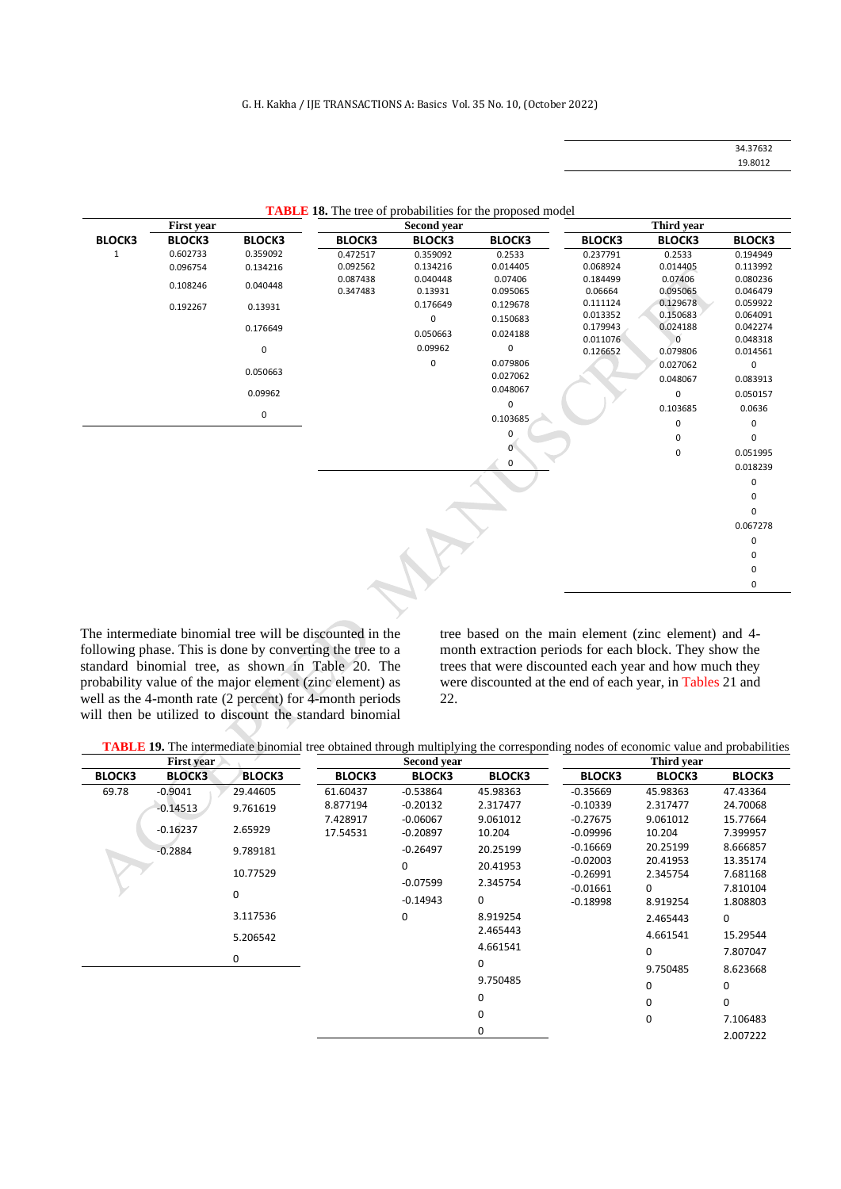| |
|---|
| 34.37632 |
| 19.8012 |

**TABLE 18.** The tree of probabilities for the proposed model

| First year | | | Second year | | | Third year | | |
|---|---|---|---|---|---|---|---|---|
| BLOCK3 | BLOCK3 | BLOCK3 | BLOCK3 | BLOCK3 | BLOCK3 | BLOCK3 | BLOCK3 | BLOCK3 |
| 1 | 0.602733 | 0.359092 | 0.472517 | 0.359092 | 0.2533 | 0.237791 | 0.2533 | 0.194949 |
| | 0.096754 | 0.134216 | 0.092562 | 0.134216 | 0.014405 | 0.068924 | 0.014405 | 0.113992 |
| | 0.108246 | 0.040448 | 0.087438 | 0.040448 | 0.07406 | 0.184499 | 0.07406 | 0.080236 |
| | 0.192267 | 0.13931 | 0.347483 | 0.13931 | 0.095065 | 0.06664 | 0.095065 | 0.046479 |
| | | 0.176649 | | 0.176649 | 0.129678 | 0.111124 | 0.129678 | 0.059922 |
| | | 0 | | 0 | 0.150683 | 0.013352 | 0.150683 | 0.064091 |
| | | 0.050663 | | 0.050663 | 0.024188 | 0.179943 | 0.024188 | 0.042274 |
| | | 0.09962 | | 0.09962 | 0 | 0.011076 | 0 | 0.048318 |
| | | 0 | | 0 | 0.079806 | 0.126652 | 0.079806 | 0.014561 |
| | | | | | 0.027062 | | 0.027062 | 0 |
| | | | | | 0.048067 | | 0.048067 | 0.083913 |
| | | | | | 0 | | 0 | 0.050157 |
| | | | | | 0.103685 | | 0.103685 | 0.0636 |
| | | | | | 0 | | 0 | 0 |
| | | | | | 0 | | 0 | 0 |
| | | | | | 0 | | 0 | 0.051995 |
| | | | | | | | | 0.018239 |
| | | | | | | | | 0 |
| | | | | | | | | 0 |
| | | | | | | | | 0 |
| | | | | | | | | 0.067278 |
| | | | | | | | | 0 |
| | | | | | | | | 0 |
| | | | | | | | | 0 |
| | | | | | | | | 0 |

The intermediate binomial tree will be discounted in the following phase. This is done by converting the tree to a standard binomial tree, as shown in Table 20. The probability value of the major element (zinc element) as well as the 4-month rate (2 percent) for 4-month periods will then be utilized to discount the standard binomial tree based on the main element (zinc element) and 4-month extraction periods for each block. They show the trees that were discounted each year and how much they were discounted at the end of each year, in Tables 21 and 22.

**TABLE 19.** The intermediate binomial tree obtained through multiplying the corresponding nodes of economic value and probabilities

| First year | | | Second year | | | Third year | | |
|---|---|---|---|---|---|---|---|---|
| BLOCK3 | BLOCK3 | BLOCK3 | BLOCK3 | BLOCK3 | BLOCK3 | BLOCK3 | BLOCK3 | BLOCK3 |
| 69.78 | -0.9041 | 29.44605 | 61.60437 | -0.53864 | 45.98363 | -0.35669 | 45.98363 | 47.43364 |
| | -0.14513 | 9.761619 | 8.877194 | -0.20132 | 2.317477 | -0.10339 | 2.317477 | 24.70068 |
| | -0.16237 | 2.65929 | 7.428917 | -0.06067 | 9.061012 | -0.27675 | 9.061012 | 15.77664 |
| | -0.2884 | 9.789181 | 17.54531 | -0.20897 | 10.204 | -0.09996 | 10.204 | 7.399957 |
| | | 10.77529 | | -0.26497 | 20.25199 | -0.16669 | 20.25199 | 8.666857 |
| | | 0 | | 0 | 20.41953 | -0.02003 | 20.41953 | 13.35174 |
| | | 3.117536 | | -0.07599 | 2.345754 | -0.26991 | 2.345754 | 7.681168 |
| | | 5.206542 | | -0.14943 | 0 | -0.01661 | 0 | 7.810104 |
| | | 0 | | 0 | 8.919254 | -0.18998 | 8.919254 | 1.808803 |
| | | | | | 2.465443 | | 2.465443 | 0 |
| | | | | | 4.661541 | | 4.661541 | 15.29544 |
| | | | | | 0 | | 0 | 7.807047 |
| | | | | | 9.750485 | | 9.750485 | 8.623668 |
| | | | | | 0 | | 0 | 0 |
| | | | | | 0 | | 0 | 0 |
| | | | | | 0 | | 0 | 7.106483 |
| | | | | | | | | 2.007222 |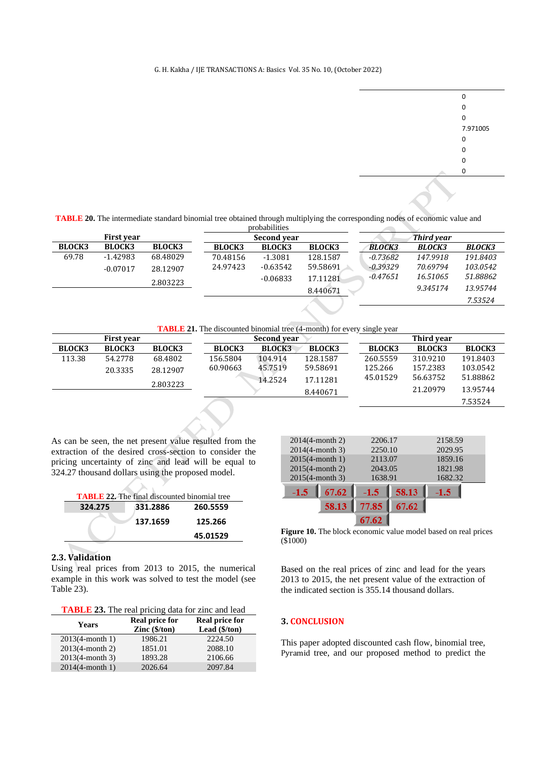| 0 |
|---|
| 0 |
| 0 |
| 7.971005 |
| 0 |
| 0 |
| 0 |
| 0 |

**TABLE 20.** The intermediate standard binomial tree obtained through multiplying the corresponding nodes of economic value and probabilities

| First year | | | Second year | | | Third year | | |
|---|---|---|---|---|---|---|---|---|
| BLOCK3 | BLOCK3 | BLOCK3 | BLOCK3 | BLOCK3 | BLOCK3 | *BLOCK3* | *BLOCK3* | *BLOCK3* |
| 69.78 | -1.42983 | 68.48029 | 70.48156 | -1.3081 | 128.1587 | *-0.73682* | *147.9918* | *191.8403* |
| | -0.07017 | 28.12907 | 24.97423 | -0.63542 | 59.58691 | *-0.39329* | *70.69794* | *103.0542* |
| | | 2.803223 | | -0.06833 | 17.11281 | *-0.47651* | *16.51065* | *51.88862* |
| | | | | | 8.440671 | | *9.345174* | *13.95744* |
| | | | | | | | | *7.53524* |

**TABLE 21.** The discounted binomial tree (4-month) for every single year

| First year | | | Second year | | | Third year | | |
|---|---|---|---|---|---|---|---|---|
| BLOCK3 | BLOCK3 | BLOCK3 | BLOCK3 | BLOCK3 | BLOCK3 | BLOCK3 | BLOCK3 | BLOCK3 |
| 113.38 | 54.2778 | 68.4802 | 156.5804 | 104.914 | 128.1587 | 260.5559 | 310.9210 | 191.8403 |
| | 20.3335 | 28.12907 | 60.90663 | 45.7519 | 59.58691 | 125.266 | 157.2383 | 103.0542 |
| | | 2.803223 | | 14.2524 | 17.11281 | 45.01529 | 56.63752 | 51.88862 |
| | | | | | 8.440671 | | 21.20979 | 13.95744 |
| | | | | | | | | 7.53524 |

As can be seen, the net present value resulted from the extraction of the desired cross-section to consider the pricing uncertainty of zinc and lead will be equal to 324.27 thousand dollars using the proposed model.

**TABLE 22.** The final discounted binomial tree

| | | |
|---|---|---|
| **324.275** | **331.2886** | **260.5559** |
| | **137.1659** | **125.266** |
| | | **45.01529** |

## 2.3. Validation

Using real prices from 2013 to 2015, the numerical example in this work was solved to test the model (see Table 23).

**TABLE 23.** The real pricing data for zinc and lead

| Years | Real price for Zinc ($/ton) | Real price for Lead ($/ton) |
|---|---|---|
| 2013(4-month 1) | 1986.21 | 2224.50 |
| 2013(4-month 2) | 1851.01 | 2088.10 |
| 2013(4-month 3) | 1893.28 | 2106.66 |
| 2014(4-month 1) | 2026.64 | 2097.84 |
| 2014(4-month 2) | 2206.17 | 2158.59 |
| 2014(4-month 3) | 2250.10 | 2029.95 |
| 2015(4-month 1) | 2113.07 | 1859.16 |
| 2015(4-month 2) | 2043.05 | 1821.98 |
| 2015(4-month 3) | 1638.91 | 1682.32 |

| | | | | |
|---|---|---|---|---|
| -1.5 | 67.62 | -1.5 | 58.13 | -1.5 |
| | 58.13 | 77.85 | 67.62 | |
| | | 67.62 | | |

**Figure 10.** The block economic value model based on real prices ($1000)

Based on the real prices of zinc and lead for the years 2013 to 2015, the net present value of the extraction of the indicated section is 355.14 thousand dollars.

## 3. CONCLUSION

This paper adopted discounted cash flow, binomial tree, Pyramid tree, and our proposed method to predict the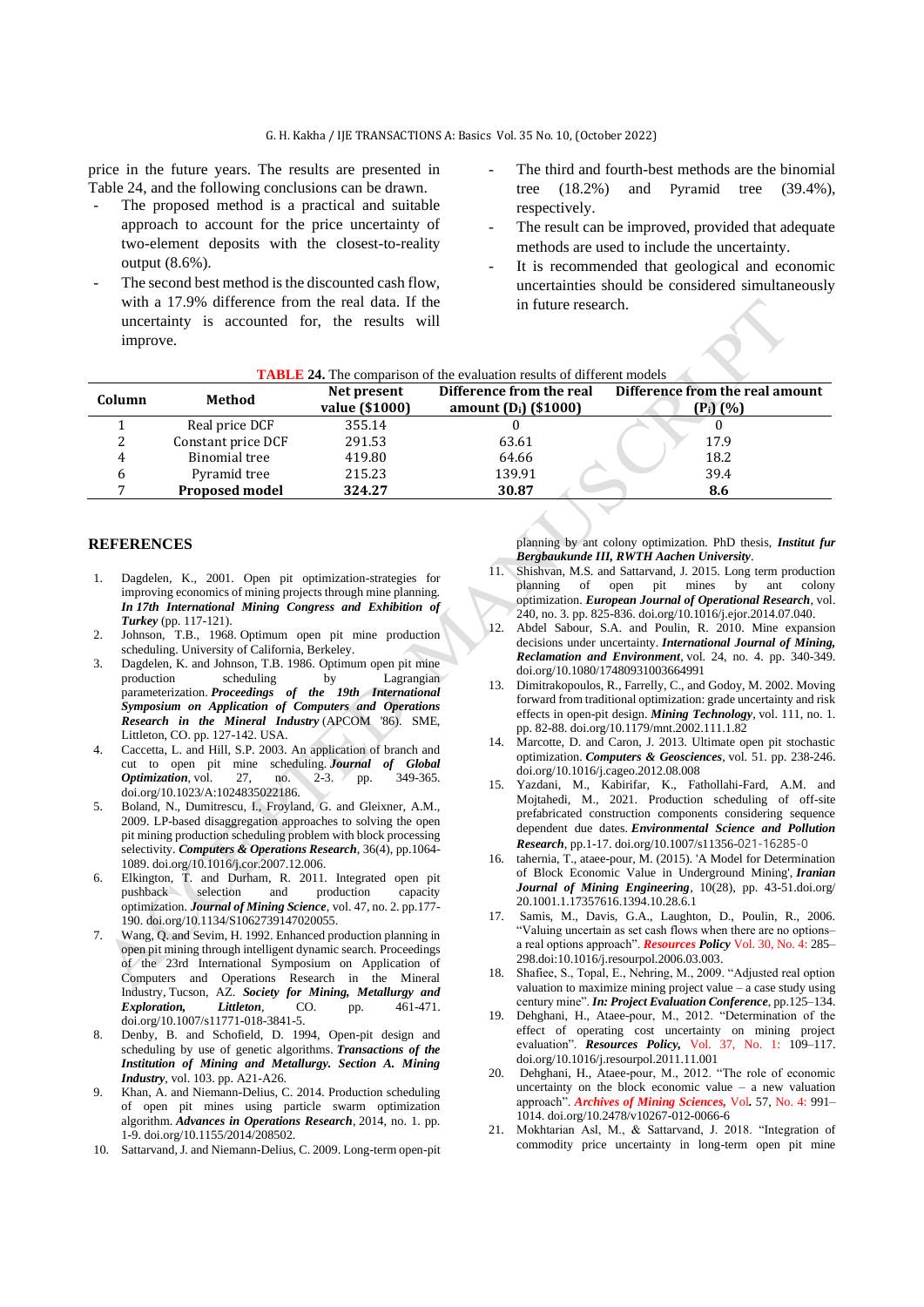price in the future years. The results are presented in Table 24, and the following conclusions can be drawn.

- The proposed method is a practical and suitable approach to account for the price uncertainty of two-element deposits with the closest-to-reality output (8.6%).
- The second best method is the discounted cash flow, with a 17.9% difference from the real data. If the uncertainty is accounted for, the results will improve.
- The third and fourth-best methods are the binomial tree (18.2%) and Pyramid tree (39.4%), respectively.
- The result can be improved, provided that adequate methods are used to include the uncertainty.
- It is recommended that geological and economic uncertainties should be considered simultaneously in future research.

**TABLE 24.** The comparison of the evaluation results of different models

| Column | Method | Net present value ($1000) | Difference from the real amount ($D_i$) ($1000) | Difference from the real amount ($P_i$) (%) |
|---|---|---|---|---|
| 1 | Real price DCF | 355.14 | 0 | 0 |
| 2 | Constant price DCF | 291.53 | 63.61 | 17.9 |
| 4 | Binomial tree | 419.80 | 64.66 | 18.2 |
| 6 | Pyramid tree | 215.23 | 139.91 | 39.4 |
| 7 | **Proposed model** | **324.27** | **30.87** | **8.6** |

## REFERENCES

1. Dagdelen, K., 2001. Open pit optimization-strategies for improving economics of mining projects through mine planning. ***In 17th International Mining Congress and Exhibition of Turkey*** (pp. 117-121).
2. Johnson, T.B., 1968. Optimum open pit mine production scheduling. University of California, Berkeley.
3. Dagdelen, K. and Johnson, T.B. 1986. Optimum open pit mine production scheduling by Lagrangian parameterization. ***Proceedings of the 19th International Symposium on Application of Computers and Operations Research in the Mineral Industry*** (APCOM '86). SME, Littleton, CO. pp. 127-142. USA.
4. Caccetta, L. and Hill, S.P. 2003. An application of branch and cut to open pit mine scheduling. ***Journal of Global Optimization***, vol. 27, no. 2-3. pp. 349-365. doi.org/10.1023/A:1024835022186.
5. Boland, N., Dumitrescu, I., Froyland, G. and Gleixner, A.M., 2009. LP-based disaggregation approaches to solving the open pit mining production scheduling problem with block processing selectivity. ***Computers & Operations Research***, 36(4), pp.1064-1089. doi.org/10.1016/j.cor.2007.12.006.
6. Elkington, T. and Durham, R. 2011. Integrated open pit pushback selection and production capacity optimization. ***Journal of Mining Science***, vol. 47, no. 2. pp.177-190. doi.org/10.1134/S1062739147020055.
7. Wang, Q. and Sevim, H. 1992. Enhanced production planning in open pit mining through intelligent dynamic search. Proceedings of the 23rd International Symposium on Application of Computers and Operations Research in the Mineral Industry, Tucson, AZ. ***Society for Mining, Metallurgy and Exploration, Littleton***, CO. pp. 461-471. doi.org/10.1007/s11771-018-3841-5.
8. Denby, B. and Schofield, D. 1994, Open-pit design and scheduling by use of genetic algorithms. ***Transactions of the Institution of Mining and Metallurgy. Section A. Mining Industry***, vol. 103. pp. A21-A26.
9. Khan, A. and Niemann-Delius, C. 2014. Production scheduling of open pit mines using particle swarm optimization algorithm. ***Advances in Operations Research***, 2014, no. 1. pp. 1-9. doi.org/10.1155/2014/208502.
10. Sattarvand, J. and Niemann-Delius, C. 2009. Long-term open-pit planning by ant colony optimization. PhD thesis, ***Institut fur Bergbaukunde III, RWTH Aachen University***.
11. Shishvan, M.S. and Sattarvand, J. 2015. Long term production planning of open pit mines by ant colony optimization. ***European Journal of Operational Research***, vol. 240, no. 3. pp. 825-836. doi.org/10.1016/j.ejor.2014.07.040.
12. Abdel Sabour, S.A. and Poulin, R. 2010. Mine expansion decisions under uncertainty. ***International Journal of Mining, Reclamation and Environment***, vol. 24, no. 4. pp. 340-349. doi.org/10.1080/17480931003664991
13. Dimitrakopoulos, R., Farrelly, C., and Godoy, M. 2002. Moving forward from traditional optimization: grade uncertainty and risk effects in open-pit design. ***Mining Technology***, vol. 111, no. 1. pp. 82-88. doi.org/10.1179/mnt.2002.111.1.82
14. Marcotte, D. and Caron, J. 2013. Ultimate open pit stochastic optimization. ***Computers & Geosciences***, vol. 51. pp. 238-246. doi.org/10.1016/j.cageo.2012.08.008
15. Yazdani, M., Kabirifar, K., Fathollahi-Fard, A.M. and Mojtahedi, M., 2021. Production scheduling of off-site prefabricated construction components considering sequence dependent due dates. ***Environmental Science and Pollution Research***, pp.1-17. doi.org/10.1007/s11356-021-16285-0
16. tahernia, T., ataee-pour, M. (2015). 'A Model for Determination of Block Economic Value in Underground Mining', ***Iranian Journal of Mining Engineering***, 10(28), pp. 43-51.doi.org/ 20.1001.1.17357616.1394.10.28.6.1
17. Samis, M., Davis, G.A., Laughton, D., Poulin, R., 2006. "Valuing uncertain as set cash flows when there are no options–a real options approach". ***Resources Policy*** Vol. 30, No. 4: 285–298.doi:10.1016/j.resourpol.2006.03.003.
18. Shafiee, S., Topal, E., Nehring, M., 2009. "Adjusted real option valuation to maximize mining project value – a case study using century mine". ***In: Project Evaluation Conference***, pp.125–134.
19. Dehghani, H., Ataee-pour, M., 2012. "Determination of the effect of operating cost uncertainty on mining project evaluation". ***Resources Policy,*** Vol. 37, No. 1: 109–117. doi.org/10.1016/j.resourpol.2011.11.001
20. Dehghani, H., Ataee-pour, M., 2012. "The role of economic uncertainty on the block economic value – a new valuation approach". ***Archives of Mining Sciences,*** Vol. 57, No. 4: 991–1014. doi.org/10.2478/v10267-012-0066-6
21. Mokhtarian Asl, M., & Sattarvand, J. 2018. "Integration of commodity price uncertainty in long-term open pit mine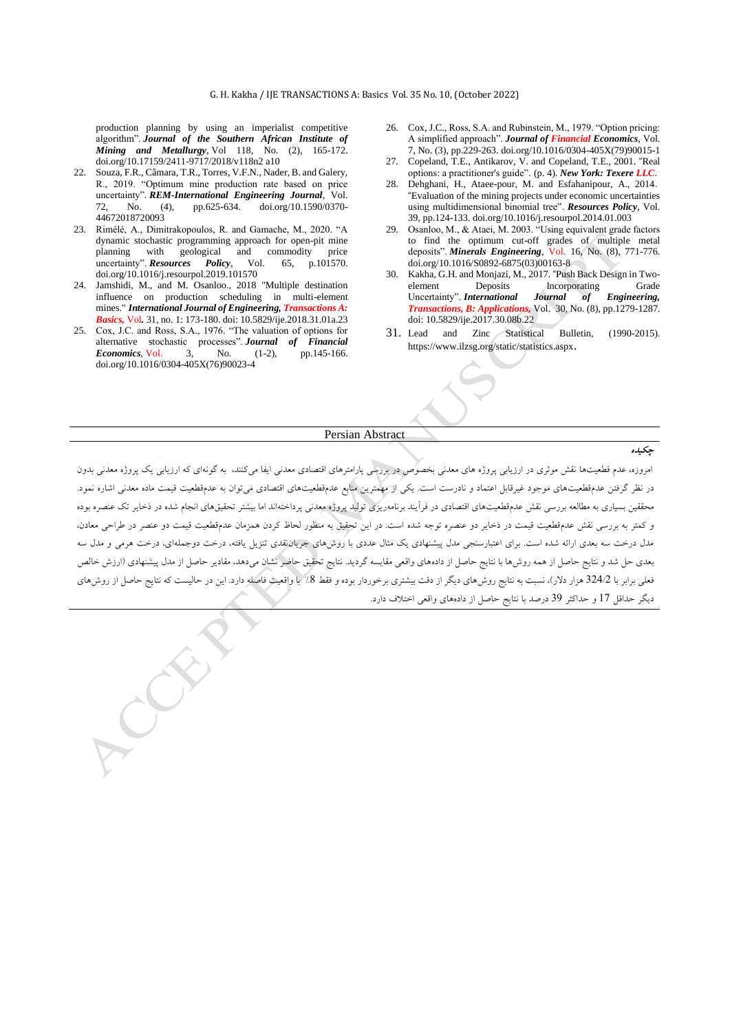production planning by using an imperialist competitive algorithm". ***Journal of the Southern African Institute of Mining and Metallurgy***, Vol 118, No. (2), 165-172. doi.org/10.17159/2411-9717/2018/v118n2 a10

22. Souza, F.R., Câmara, T.R., Torres, V.F.N., Nader, B. and Galery, R., 2019. "Optimum mine production rate based on price uncertainty". ***REM-International Engineering Journal***, Vol. 72, No. (4), pp.625-634. doi.org/10.1590/0370-44672018720093
23. Rimélé, A., Dimitrakopoulos, R. and Gamache, M., 2020. "A dynamic stochastic programming approach for open-pit mine planning with geological and commodity price uncertainty". ***Resources Policy***, Vol. 65, p.101570. doi.org/10.1016/j.resourpol.2019.101570
24. Jamshidi, M., and M. Osanloo., 2018 "Multiple destination influence on production scheduling in multi-element mines." ***International Journal of Engineering, Transactions A: Basics,*** Vol**.** 31, no. 1: 173-180. doi: 10.5829/ije.2018.31.01a.23
25. Cox, J.C. and Ross, S.A., 1976. "The valuation of options for alternative stochastic processes". ***Journal of Financial Economics***, Vol. 3, No. (1-2), pp.145-166. doi.org/10.1016/0304-405X(76)90023-4
26. Cox, J.C., Ross, S.A. and Rubinstein, M., 1979. "Option pricing: A simplified approach". ***Journal of Financial Economics***, Vol. 7, No. (3), pp.229-263. doi.org/10.1016/0304-405X(79)90015-1
27. Copeland, T.E., Antikarov, V. and Copeland, T.E., 2001. "Real options: a practitioner's guide". (p. 4). ***New York: Texere LLC***.
28. Dehghani, H., Ataee-pour, M. and Esfahanipour, A., 2014. "Evaluation of the mining projects under economic uncertainties using multidimensional binomial tree". ***Resources Policy***, Vol. 39, pp.124-133. doi.org/10.1016/j.resourpol.2014.01.003
29. Osanloo, M., & Ataei, M. 2003. "Using equivalent grade factors to find the optimum cut-off grades of multiple metal deposits". ***Minerals Engineering***, Vol. 16, No. (8), 771-776. doi.org/10.1016/S0892-6875(03)00163-8
30. Kakha, G.H. and Monjazi, M., 2017. "Push Back Design in Two-element Deposits Incorporating Grade Uncertainty". ***International Journal of Engineering, Transactions, B: Applications,*** Vol. 30, No. (8), pp.1279-1287. doi: 10.5829/ije.2017.30.08b.22
31. Lead and Zinc Statistical Bulletin, (1990-2015). https://www.ilzsg.org/static/statistics.aspx.

## Persian Abstract

### چکیده

امروزه، عدم قطعیت‌ها نقش موثری در ارزیابی پروژه های معدنی بخصوص در بررسی پارامترهای اقتصادی معدنی ایفا می‌کنند، به گونه‌ای که ارزیابی یک پروژه معدنی بدون در نظر گرفتن عدم‌قطعیت‌های موجود غیرقابل اعتماد و نادرست است. یکی از مهمترین منابع عدم‌قطعیت‌های اقتصادی می‌توان به عدم‌قطعیت قیمت ماده معدنی اشاره نمود. محققین بسیاری به مطالعه بررسی نقش عدم‌قطعیت‌های اقتصادی در فرآیند برنامه‌ریزی تولید پروژه معدنی پرداخته‌اند اما بیشتر تحقیق‌های انجام شده در ذخایر تک عنصره بوده و کمتر به بررسی نقش عدم‌قطعیت قیمت در ذخایر دو عنصره توجه شده است. در این تحقیق به منظور لحاظ کردن همزمان عدم‌قطعیت قیمت دو عنصر در طراحی معادن، مدل درخت سه بعدی ارائه شده است. برای اعتبارسنجی مدل پیشنهادی یک مثال عددی با روش‌های جریان‌نقدی تنزیل یافته، درخت دوجمله‌ای، درخت هرمی و مدل سه بعدی حل شد و نتایج حاصل از همه روش‌ها با نتایج حاصل از داده‌های واقعی مقایسه گردید. نتایج تحقیق حاضر نشان می‌دهد، مقادیر حاصل از مدل پیشنهادی (ارزش خالص فعلی برابر با 324/2 هزار دلار)، نسبت به نتایج روش‌های دیگر از دقت بیشتری برخوردار بوده و فقط 8٪ با واقعیت فاصله دارد. این در حالیست که نتایج حاصل از روش‌های دیگر حداقل 17 و حداکثر 39 درصد با نتایج حاصل از داده‌های واقعی اختلاف دارد.